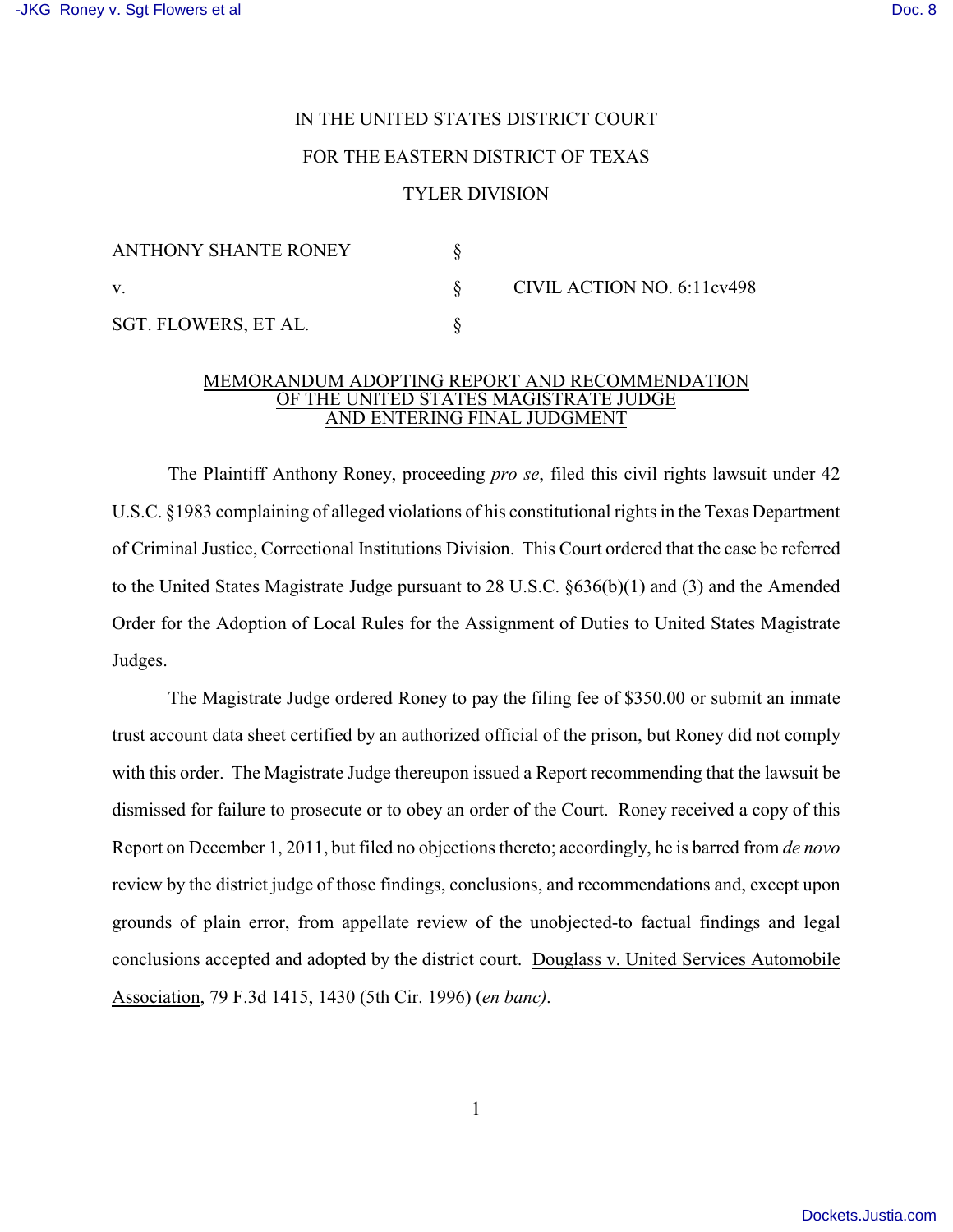IN THE UNITED STATES DISTRICT COURT

FOR THE EASTERN DISTRICT OF TEXAS

TYLER DIVISION

| | | |
|---|---|---|
| ANTHONY SHANTE RONEY | § | |
| v. | § | CIVIL ACTION NO. 6:11cv498 |
| SGT. FLOWERS, ET AL. | § | |

<u>MEMORANDUM ADOPTING REPORT AND RECOMMENDATION OF THE UNITED STATES MAGISTRATE JUDGE AND ENTERING FINAL JUDGMENT</u>

The Plaintiff Anthony Roney, proceeding *pro se*, filed this civil rights lawsuit under 42 U.S.C. §1983 complaining of alleged violations of his constitutional rights in the Texas Department of Criminal Justice, Correctional Institutions Division. This Court ordered that the case be referred to the United States Magistrate Judge pursuant to 28 U.S.C. §636(b)(1) and (3) and the Amended Order for the Adoption of Local Rules for the Assignment of Duties to United States Magistrate Judges.

The Magistrate Judge ordered Roney to pay the filing fee of $350.00 or submit an inmate trust account data sheet certified by an authorized official of the prison, but Roney did not comply with this order. The Magistrate Judge thereupon issued a Report recommending that the lawsuit be dismissed for failure to prosecute or to obey an order of the Court. Roney received a copy of this Report on December 1, 2011, but filed no objections thereto; accordingly, he is barred from *de novo* review by the district judge of those findings, conclusions, and recommendations and, except upon grounds of plain error, from appellate review of the unobjected-to factual findings and legal conclusions accepted and adopted by the district court. <u>Douglass v. United Services Automobile Association</u>, 79 F.3d 1415, 1430 (5th Cir. 1996) (*en banc).*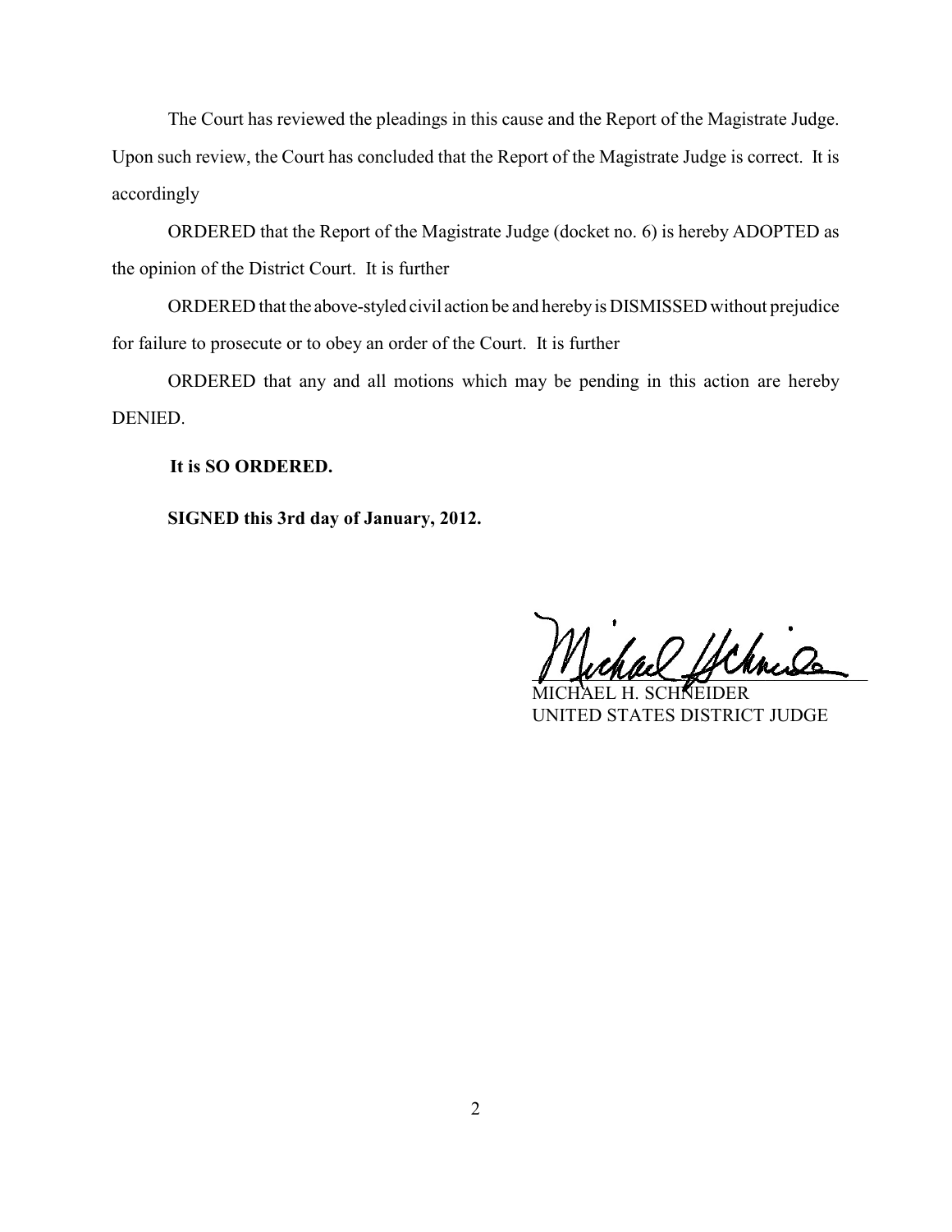The Court has reviewed the pleadings in this cause and the Report of the Magistrate Judge. Upon such review, the Court has concluded that the Report of the Magistrate Judge is correct. It is accordingly

ORDERED that the Report of the Magistrate Judge (docket no. 6) is hereby ADOPTED as the opinion of the District Court. It is further

ORDERED that the above-styled civil action be and hereby is DISMISSED without prejudice for failure to prosecute or to obey an order of the Court. It is further

ORDERED that any and all motions which may be pending in this action are hereby DENIED.

**It is SO ORDERED.**

**SIGNED this 3rd day of January, 2012.**

MICHAEL H. SCHNEIDER
UNITED STATES DISTRICT JUDGE